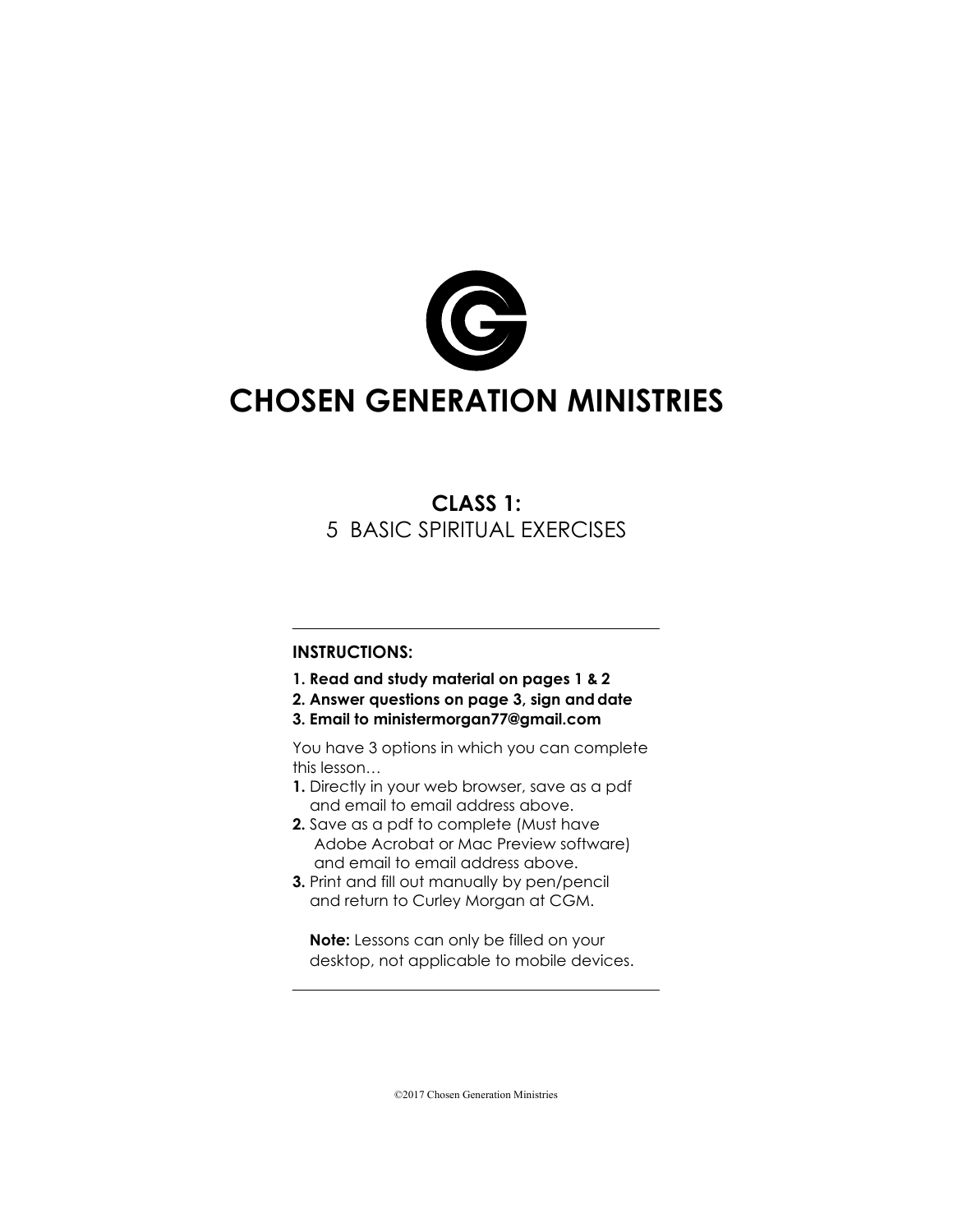# CHOSEN GENERATION MINISTRIES

## CLASS 1:
5 BASIC SPIRITUAL EXERCISES

---

**INSTRUCTIONS:**

**1. Read and study material on pages 1 & 2**
**2. Answer questions on page 3, sign and date**
**3. Email to ministermorgan77@gmail.com**

You have 3 options in which you can complete this lesson…

**1.** Directly in your web browser, save as a pdf and email to email address above.
**2.** Save as a pdf to complete (Must have Adobe Acrobat or Mac Preview software) and email to email address above.
**3.** Print and fill out manually by pen/pencil and return to Curley Morgan at CGM.

**Note:** Lessons can only be filled on your desktop, not applicable to mobile devices.

---

©2017 Chosen Generation Ministries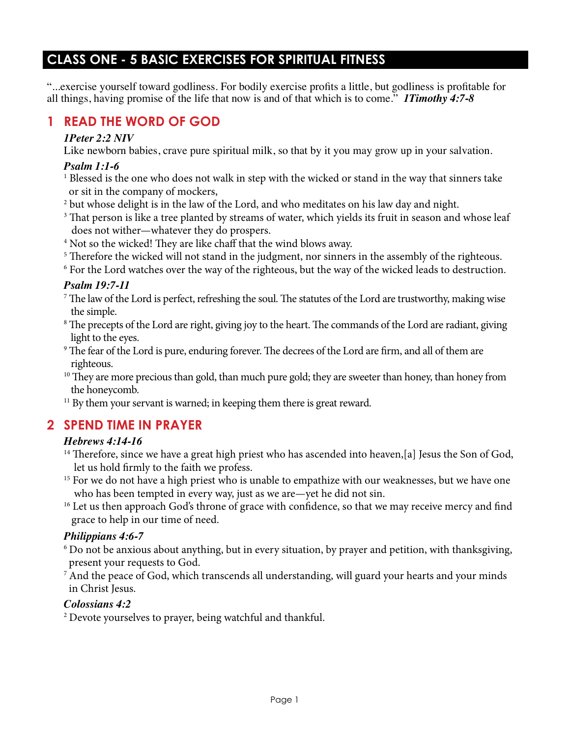# CLASS ONE - 5 BASIC EXERCISES FOR SPIRITUAL FITNESS

"...exercise yourself toward godliness. For bodily exercise profits a little, but godliness is profitable for all things, having promise of the life that now is and of that which is to come." ***1Timothy 4:7-8***

## 1 READ THE WORD OF GOD

***1Peter 2:2 NIV***

Like newborn babies, crave pure spiritual milk, so that by it you may grow up in your salvation.

***Psalm 1:1-6***

[1] Blessed is the one who does not walk in step with the wicked or stand in the way that sinners take or sit in the company of mockers,

[2] but whose delight is in the law of the Lord, and who meditates on his law day and night.

[3] That person is like a tree planted by streams of water, which yields its fruit in season and whose leaf does not wither—whatever they do prospers.

[4] Not so the wicked! They are like chaff that the wind blows away.

[5] Therefore the wicked will not stand in the judgment, nor sinners in the assembly of the righteous.

[6] For the Lord watches over the way of the righteous, but the way of the wicked leads to destruction.

***Psalm 19:7-11***

[7] The law of the Lord is perfect, refreshing the soul. The statutes of the Lord are trustworthy, making wise the simple.

[8] The precepts of the Lord are right, giving joy to the heart. The commands of the Lord are radiant, giving light to the eyes.

[9] The fear of the Lord is pure, enduring forever. The decrees of the Lord are firm, and all of them are righteous.

[10] They are more precious than gold, than much pure gold; they are sweeter than honey, than honey from the honeycomb.

[11] By them your servant is warned; in keeping them there is great reward.

## 2 SPEND TIME IN PRAYER

***Hebrews 4:14-16***

[14] Therefore, since we have a great high priest who has ascended into heaven,[a] Jesus the Son of God, let us hold firmly to the faith we profess.

[15] For we do not have a high priest who is unable to empathize with our weaknesses, but we have one who has been tempted in every way, just as we are—yet he did not sin.

[16] Let us then approach God's throne of grace with confidence, so that we may receive mercy and find grace to help in our time of need.

***Philippians 4:6-7***

[6] Do not be anxious about anything, but in every situation, by prayer and petition, with thanksgiving, present your requests to God.

[7] And the peace of God, which transcends all understanding, will guard your hearts and your minds in Christ Jesus.

***Colossians 4:2***

[2] Devote yourselves to prayer, being watchful and thankful.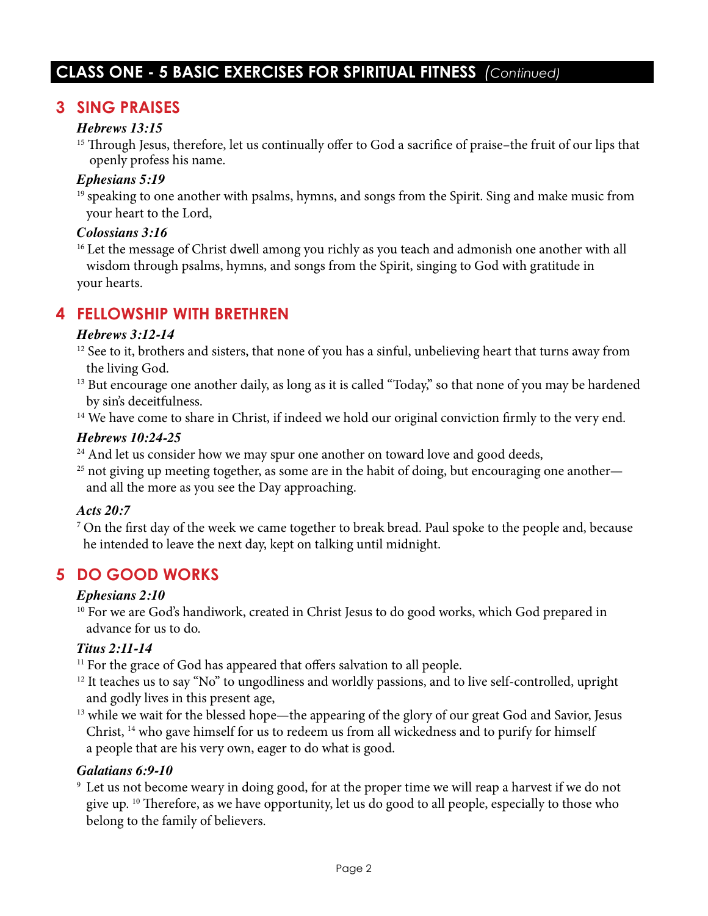## CLASS ONE - 5 BASIC EXERCISES FOR SPIRITUAL FITNESS *(Continued)*

### 3 SING PRAISES

***Hebrews 13:15***

[15] Through Jesus, therefore, let us continually offer to God a sacrifice of praise–the fruit of our lips that openly profess his name.

***Ephesians 5:19***

[19] speaking to one another with psalms, hymns, and songs from the Spirit. Sing and make music from your heart to the Lord,

***Colossians 3:16***

[16] Let the message of Christ dwell among you richly as you teach and admonish one another with all wisdom through psalms, hymns, and songs from the Spirit, singing to God with gratitude in your hearts.

### 4 FELLOWSHIP WITH BRETHREN

***Hebrews 3:12-14***

[12] See to it, brothers and sisters, that none of you has a sinful, unbelieving heart that turns away from the living God.

[13] But encourage one another daily, as long as it is called "Today," so that none of you may be hardened by sin's deceitfulness.

[14] We have come to share in Christ, if indeed we hold our original conviction firmly to the very end.

***Hebrews 10:24-25***

[24] And let us consider how we may spur one another on toward love and good deeds,

[25] not giving up meeting together, as some are in the habit of doing, but encouraging one another—and all the more as you see the Day approaching.

***Acts 20:7***

[7] On the first day of the week we came together to break bread. Paul spoke to the people and, because he intended to leave the next day, kept on talking until midnight.

### 5 DO GOOD WORKS

***Ephesians 2:10***

[10] For we are God's handiwork, created in Christ Jesus to do good works, which God prepared in advance for us to do.

***Titus 2:11-14***

[11] For the grace of God has appeared that offers salvation to all people.

[12] It teaches us to say "No" to ungodliness and worldly passions, and to live self-controlled, upright and godly lives in this present age,

[13] while we wait for the blessed hope—the appearing of the glory of our great God and Savior, Jesus Christ, [14] who gave himself for us to redeem us from all wickedness and to purify for himself a people that are his very own, eager to do what is good.

***Galatians 6:9-10***

[9] Let us not become weary in doing good, for at the proper time we will reap a harvest if we do not give up. [10] Therefore, as we have opportunity, let us do good to all people, especially to those who belong to the family of believers.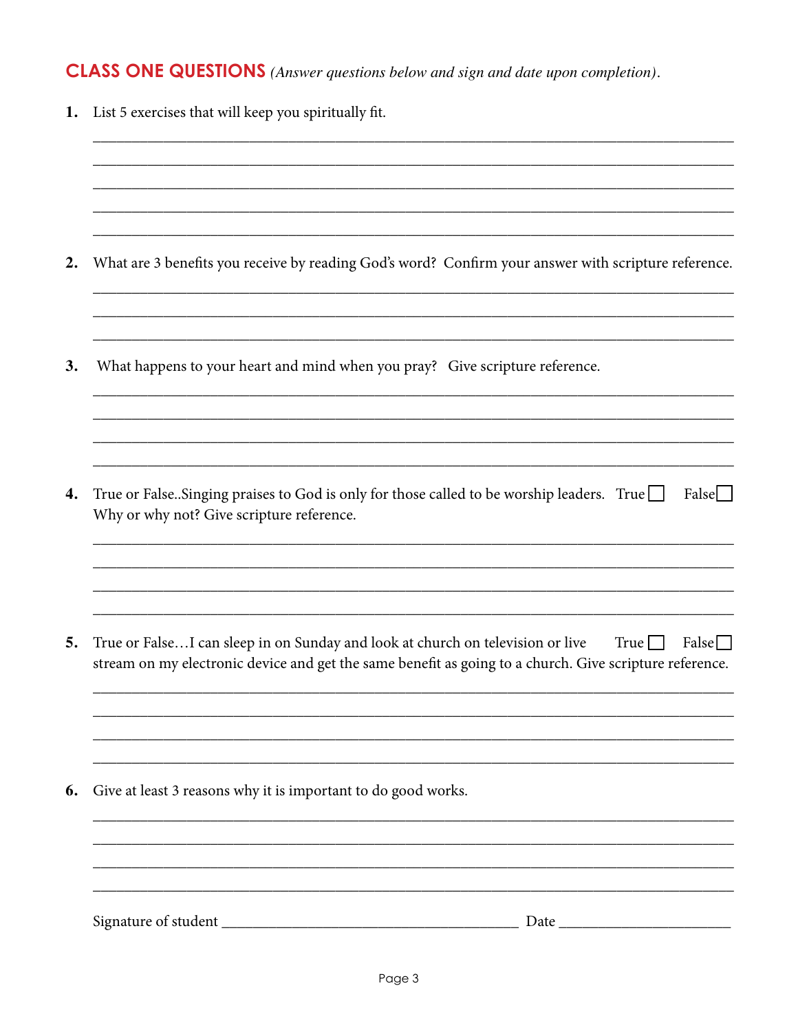## CLASS ONE QUESTIONS *(Answer questions below and sign and date upon completion)*.

1. List 5 exercises that will keep you spiritually fit.

_______________________________________________________________________________

_______________________________________________________________________________

_______________________________________________________________________________

_______________________________________________________________________________

_______________________________________________________________________________

2. What are 3 benefits you receive by reading God's word? Confirm your answer with scripture reference.

_______________________________________________________________________________

_______________________________________________________________________________

_______________________________________________________________________________

3. What happens to your heart and mind when you pray? Give scripture reference.

_______________________________________________________________________________

_______________________________________________________________________________

_______________________________________________________________________________

_______________________________________________________________________________

4. True or False..Singing praises to God is only for those called to be worship leaders. True ☐ False ☐
   Why or why not? Give scripture reference.

_______________________________________________________________________________

_______________________________________________________________________________

_______________________________________________________________________________

_______________________________________________________________________________

5. True or False…I can sleep in on Sunday and look at church on television or live True ☐ False ☐
   stream on my electronic device and get the same benefit as going to a church. Give scripture reference.

_______________________________________________________________________________

_______________________________________________________________________________

_______________________________________________________________________________

_______________________________________________________________________________

6. Give at least 3 reasons why it is important to do good works.

_______________________________________________________________________________

_______________________________________________________________________________

_______________________________________________________________________________

_______________________________________________________________________________

Signature of student ________________________________________ Date ______________________